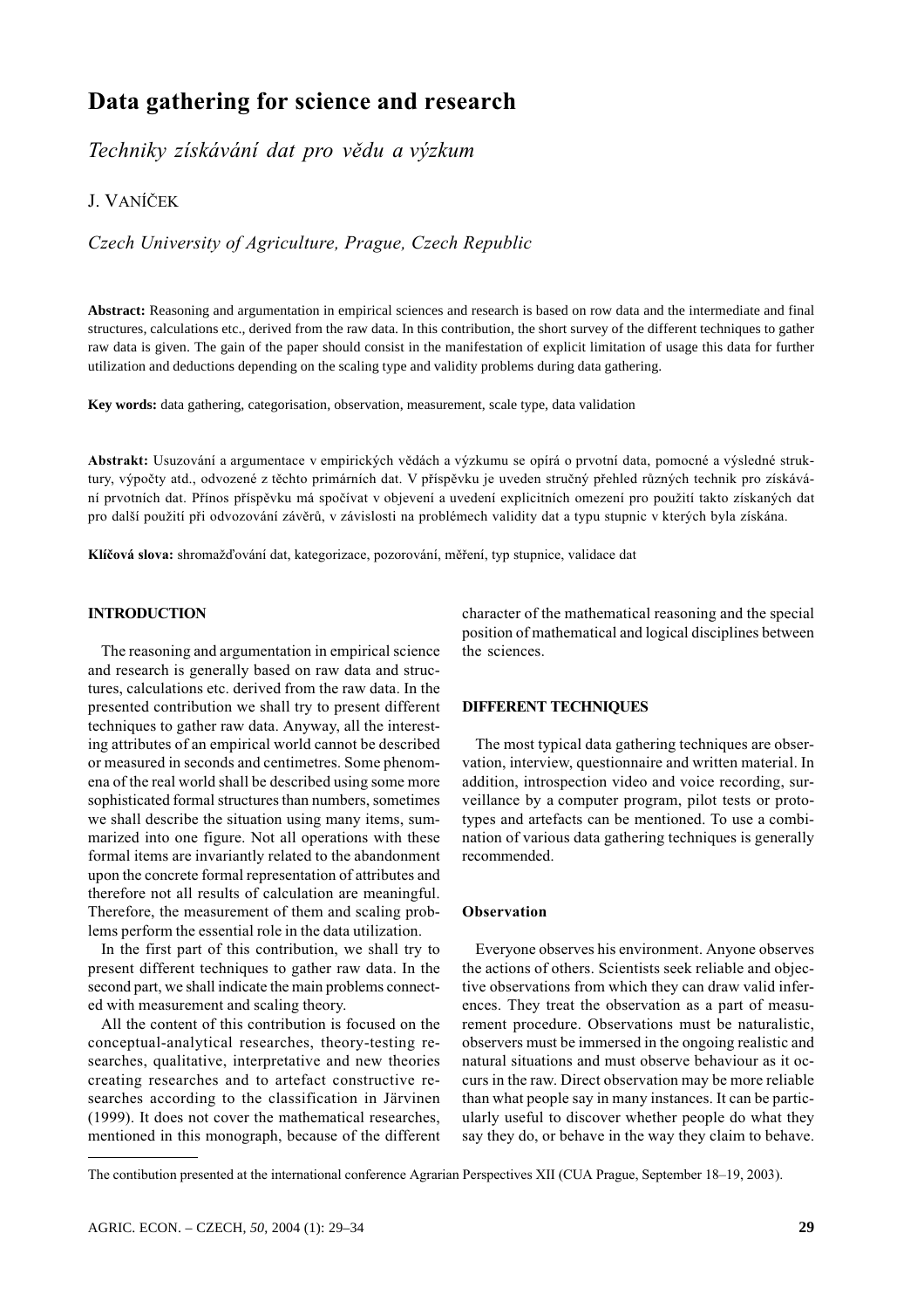# Data gathering for science and research

*Techniky získávání dat pro vědu a výzkum*

J. VANÍČEK

*Czech University of Agriculture, Prague, Czech Republic*

**Abstract:** Reasoning and argumentation in empirical sciences and research is based on row data and the intermediate and final structures, calculations etc., derived from the raw data. In this contribution, the short survey of the different techniques to gather raw data is given. The gain of the paper should consist in the manifestation of explicit limitation of usage this data for further utilization and deductions depending on the scaling type and validity problems during data gathering.

**Key words:** data gathering, categorisation, observation, measurement, scale type, data validation

**Abstrakt:** Usuzování a argumentace v empirických vědách a výzkumu se opírá o prvotní data, pomocné a výsledné struktury, výpočty atd., odvozené z těchto primárních dat. V příspěvku je uveden stručný přehled různých technik pro získávání prvotních dat. Přínos příspěvku má spočívat v objevení a uvedení explicitních omezení pro použití takto získaných dat pro další použití při odvozování závěrů, v závislosti na problémech validity dat a typu stupnic v kterých byla získána.

**Klíčová slova:** shromažďování dat, kategorizace, pozorování, měření, typ stupnice, validace dat

## INTRODUCTION

The reasoning and argumentation in empirical science and research is generally based on raw data and structures, calculations etc. derived from the raw data. In the presented contribution we shall try to present different techniques to gather raw data. Anyway, all the interesting attributes of an empirical world cannot be described or measured in seconds and centimetres. Some phenomena of the real world shall be described using some more sophisticated formal structures than numbers, sometimes we shall describe the situation using many items, summarized into one figure. Not all operations with these formal items are invariantly related to the abandonment upon the concrete formal representation of attributes and therefore not all results of calculation are meaningful. Therefore, the measurement of them and scaling problems perform the essential role in the data utilization.

In the first part of this contribution, we shall try to present different techniques to gather raw data. In the second part, we shall indicate the main problems connected with measurement and scaling theory.

All the content of this contribution is focused on the conceptual-analytical researches, theory-testing researches, qualitative, interpretative and new theories creating researches and to artefact constructive researches according to the classification in Järvinen (1999). It does not cover the mathematical researches, mentioned in this monograph, because of the different character of the mathematical reasoning and the special position of mathematical and logical disciplines between the sciences.

## DIFFERENT TECHNIQUES

The most typical data gathering techniques are observation, interview, questionnaire and written material. In addition, introspection video and voice recording, surveillance by a computer program, pilot tests or prototypes and artefacts can be mentioned. To use a combination of various data gathering techniques is generally recommended.

### Observation

Everyone observes his environment. Anyone observes the actions of others. Scientists seek reliable and objective observations from which they can draw valid inferences. They treat the observation as a part of measurement procedure. Observations must be naturalistic, observers must be immersed in the ongoing realistic and natural situations and must observe behaviour as it occurs in the raw. Direct observation may be more reliable than what people say in many instances. It can be particularly useful to discover whether people do what they say they do, or behave in the way they claim to behave.

The contibution presented at the international conference Agrarian Perspectives XII (CUA Prague, September 18–19, 2003).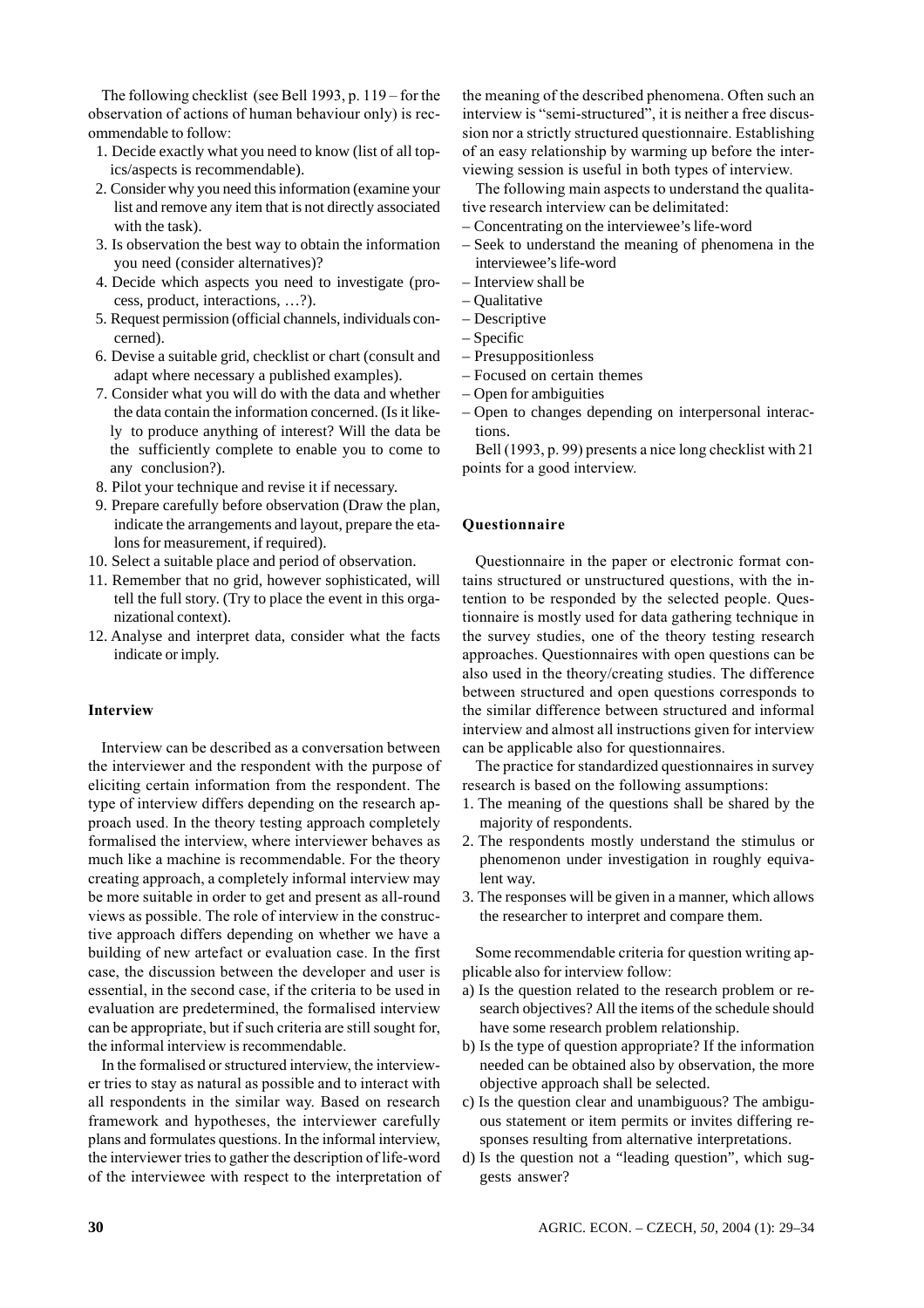The following checklist (see Bell 1993, p. 119 – for the observation of actions of human behaviour only) is recommendable to follow:

1. Decide exactly what you need to know (list of all topics/aspects is recommendable).
2. Consider why you need this information (examine your list and remove any item that is not directly associated with the task).
3. Is observation the best way to obtain the information you need (consider alternatives)?
4. Decide which aspects you need to investigate (process, product, interactions, …?).
5. Request permission (official channels, individuals concerned).
6. Devise a suitable grid, checklist or chart (consult and adapt where necessary a published examples).
7. Consider what you will do with the data and whether the data contain the information concerned. (Is it likely to produce anything of interest? Will the data be the sufficiently complete to enable you to come to any conclusion?).
8. Pilot your technique and revise it if necessary.
9. Prepare carefully before observation (Draw the plan, indicate the arrangements and layout, prepare the etalons for measurement, if required).
10. Select a suitable place and period of observation.
11. Remember that no grid, however sophisticated, will tell the full story. (Try to place the event in this organizational context).
12. Analyse and interpret data, consider what the facts indicate or imply.

### Interview

Interview can be described as a conversation between the interviewer and the respondent with the purpose of eliciting certain information from the respondent. The type of interview differs depending on the research approach used. In the theory testing approach completely formalised the interview, where interviewer behaves as much like a machine is recommendable. For the theory creating approach, a completely informal interview may be more suitable in order to get and present as all-round views as possible. The role of interview in the constructive approach differs depending on whether we have a building of new artefact or evaluation case. In the first case, the discussion between the developer and user is essential, in the second case, if the criteria to be used in evaluation are predetermined, the formalised interview can be appropriate, but if such criteria are still sought for, the informal interview is recommendable.

In the formalised or structured interview, the interviewer tries to stay as natural as possible and to interact with all respondents in the similar way. Based on research framework and hypotheses, the interviewer carefully plans and formulates questions. In the informal interview, the interviewer tries to gather the description of life-word of the interviewee with respect to the interpretation of the meaning of the described phenomena. Often such an interview is "semi-structured", it is neither a free discussion nor a strictly structured questionnaire. Establishing of an easy relationship by warming up before the interviewing session is useful in both types of interview.

The following main aspects to understand the qualitative research interview can be delimitated:

- Concentrating on the interviewee's life-word
- Seek to understand the meaning of phenomena in the interviewee's life-word
- Interview shall be
- Qualitative
- Descriptive
- Specific
- Presuppositionless
- Focused on certain themes
- Open for ambiguities
- Open to changes depending on interpersonal interactions.

Bell (1993, p. 99) presents a nice long checklist with 21 points for a good interview.

### Questionnaire

Questionnaire in the paper or electronic format contains structured or unstructured questions, with the intention to be responded by the selected people. Questionnaire is mostly used for data gathering technique in the survey studies, one of the theory testing research approaches. Questionnaires with open questions can be also used in the theory/creating studies. The difference between structured and open questions corresponds to the similar difference between structured and informal interview and almost all instructions given for interview can be applicable also for questionnaires.

The practice for standardized questionnaires in survey research is based on the following assumptions:

1. The meaning of the questions shall be shared by the majority of respondents.
2. The respondents mostly understand the stimulus or phenomenon under investigation in roughly equivalent way.
3. The responses will be given in a manner, which allows the researcher to interpret and compare them.

Some recommendable criteria for question writing applicable also for interview follow:

a) Is the question related to the research problem or research objectives? All the items of the schedule should have some research problem relationship.
b) Is the type of question appropriate? If the information needed can be obtained also by observation, the more objective approach shall be selected.
c) Is the question clear and unambiguous? The ambiguous statement or item permits or invites differing responses resulting from alternative interpretations.
d) Is the question not a "leading question", which suggests answer?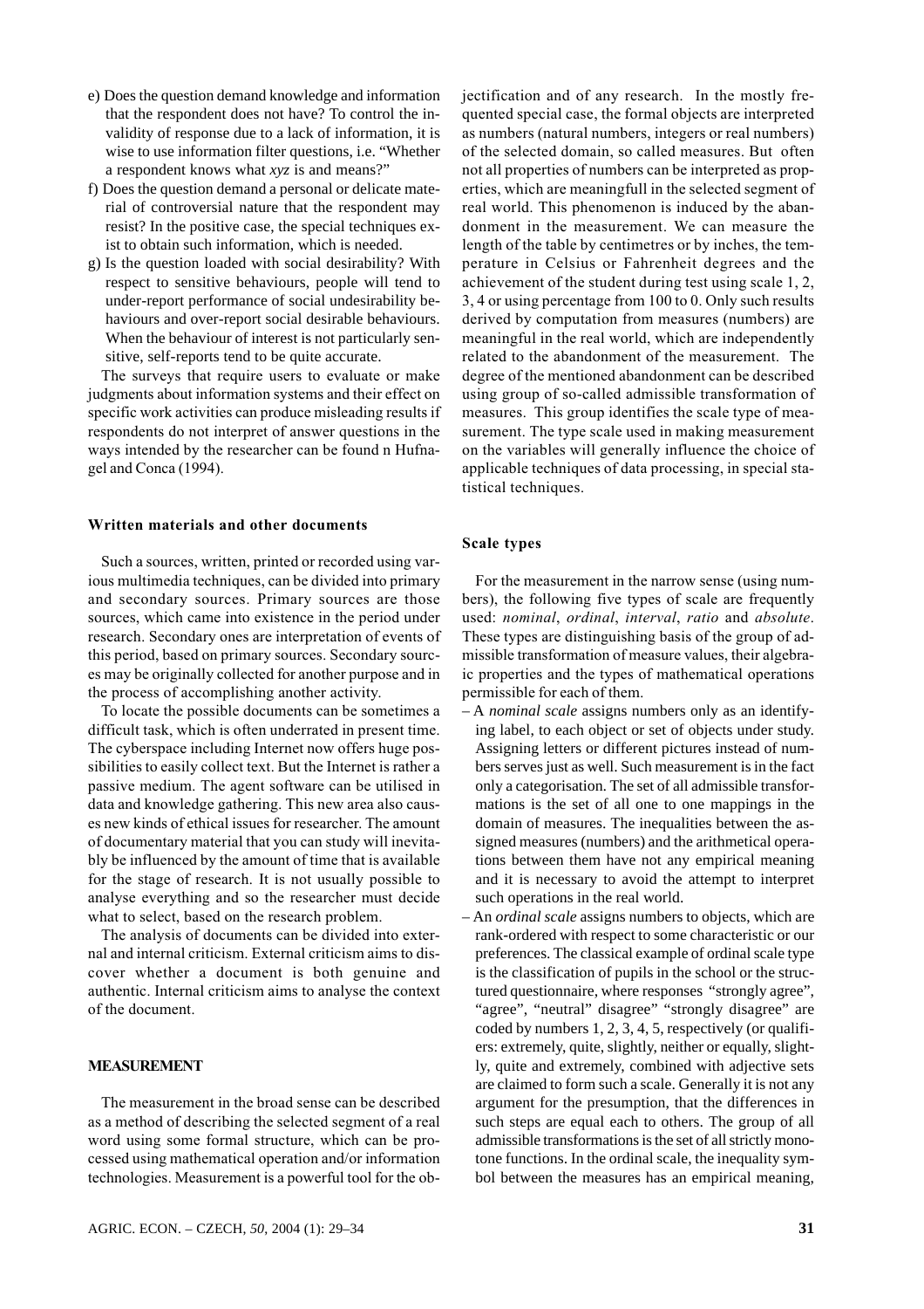e) Does the question demand knowledge and information that the respondent does not have? To control the invalidity of response due to a lack of information, it is wise to use information filter questions, i.e. "Whether a respondent knows what *xyz* is and means?"
f) Does the question demand a personal or delicate material of controversial nature that the respondent may resist? In the positive case, the special techniques exist to obtain such information, which is needed.
g) Is the question loaded with social desirability? With respect to sensitive behaviours, people will tend to under-report performance of social undesirability behaviours and over-report social desirable behaviours. When the behaviour of interest is not particularly sensitive, self-reports tend to be quite accurate.

The surveys that require users to evaluate or make judgments about information systems and their effect on specific work activities can produce misleading results if respondents do not interpret of answer questions in the ways intended by the researcher can be found n Hufnagel and Conca (1994).

### Written materials and other documents

Such a sources, written, printed or recorded using various multimedia techniques, can be divided into primary and secondary sources. Primary sources are those sources, which came into existence in the period under research. Secondary ones are interpretation of events of this period, based on primary sources. Secondary sources may be originally collected for another purpose and in the process of accomplishing another activity.

To locate the possible documents can be sometimes a difficult task, which is often underrated in present time. The cyberspace including Internet now offers huge possibilities to easily collect text. But the Internet is rather a passive medium. The agent software can be utilised in data and knowledge gathering. This new area also causes new kinds of ethical issues for researcher. The amount of documentary material that you can study will inevitably be influenced by the amount of time that is available for the stage of research. It is not usually possible to analyse everything and so the researcher must decide what to select, based on the research problem.

The analysis of documents can be divided into external and internal criticism. External criticism aims to discover whether a document is both genuine and authentic. Internal criticism aims to analyse the context of the document.

## MEASUREMENT

The measurement in the broad sense can be described as a method of describing the selected segment of a real word using some formal structure, which can be processed using mathematical operation and/or information technologies. Measurement is a powerful tool for the objectification and of any research. In the mostly frequented special case, the formal objects are interpreted as numbers (natural numbers, integers or real numbers) of the selected domain, so called measures. But often not all properties of numbers can be interpreted as properties, which are meaningfull in the selected segment of real world. This phenomenon is induced by the abandonment in the measurement. We can measure the length of the table by centimetres or by inches, the temperature in Celsius or Fahrenheit degrees and the achievement of the student during test using scale 1, 2, 3, 4 or using percentage from 100 to 0. Only such results derived by computation from measures (numbers) are meaningful in the real world, which are independently related to the abandonment of the measurement. The degree of the mentioned abandonment can be described using group of so-called admissible transformation of measures. This group identifies the scale type of measurement. The type scale used in making measurement on the variables will generally influence the choice of applicable techniques of data processing, in special statistical techniques.

### Scale types

For the measurement in the narrow sense (using numbers), the following five types of scale are frequently used: *nominal*, *ordinal*, *interval*, *ratio* and *absolute*. These types are distinguishing basis of the group of admissible transformation of measure values, their algebraic properties and the types of mathematical operations permissible for each of them.

– A *nominal scale* assigns numbers only as an identifying label, to each object or set of objects under study. Assigning letters or different pictures instead of numbers serves just as well. Such measurement is in the fact only a categorisation. The set of all admissible transformations is the set of all one to one mappings in the domain of measures. The inequalities between the assigned measures (numbers) and the arithmetical operations between them have not any empirical meaning and it is necessary to avoid the attempt to interpret such operations in the real world.
– An *ordinal scale* assigns numbers to objects, which are rank-ordered with respect to some characteristic or our preferences. The classical example of ordinal scale type is the classification of pupils in the school or the structured questionnaire, where responses "strongly agree", "agree", "neutral" disagree" "strongly disagree" are coded by numbers 1, 2, 3, 4, 5, respectively (or qualifiers: extremely, quite, slightly, neither or equally, slightly, quite and extremely, combined with adjective sets are claimed to form such a scale. Generally it is not any argument for the presumption, that the differences in such steps are equal each to others. The group of all admissible transformations is the set of all strictly monotone functions. In the ordinal scale, the inequality symbol between the measures has an empirical meaning,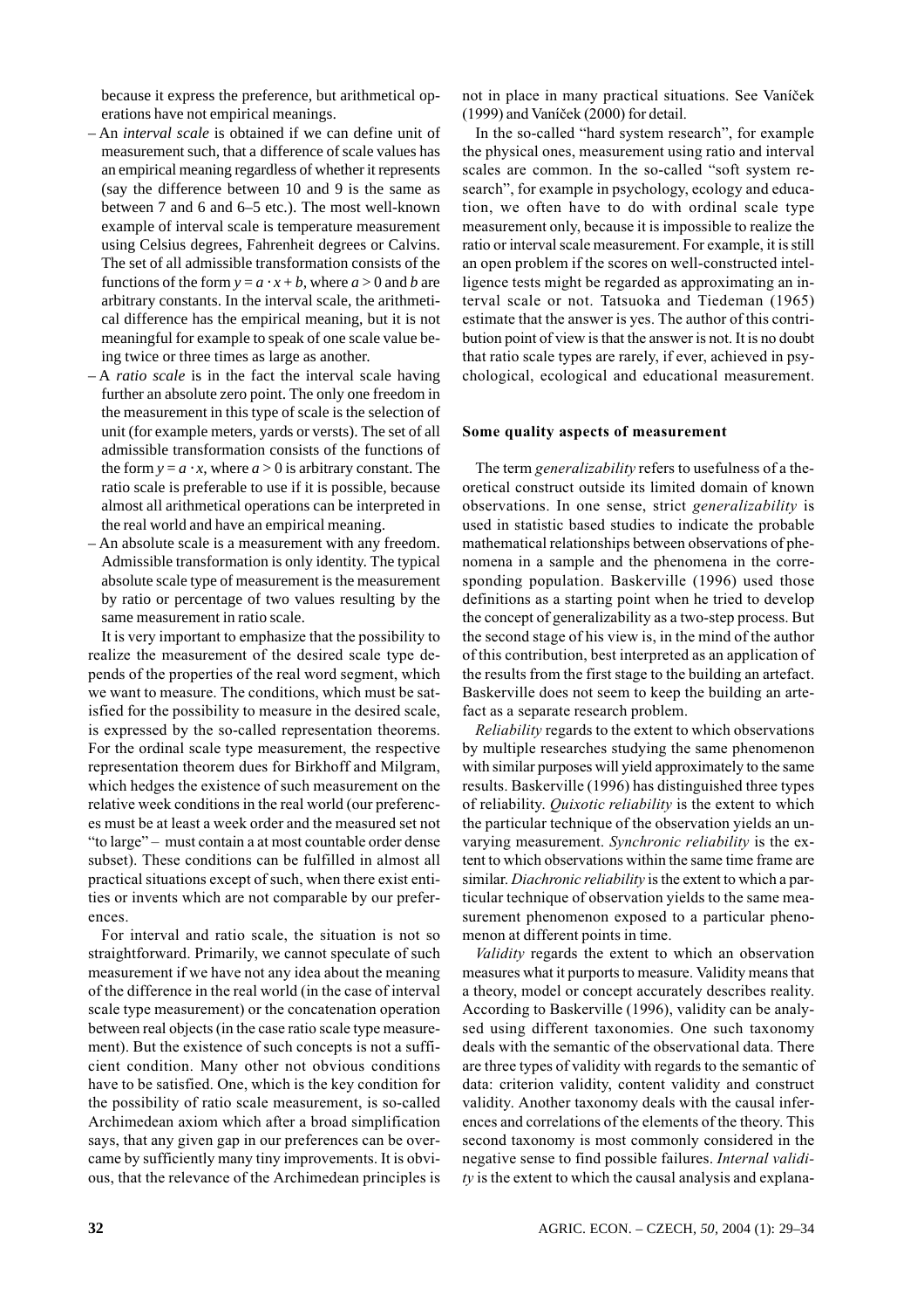because it express the preference, but arithmetical operations have not empirical meanings.

– An *interval scale* is obtained if we can define unit of measurement such, that a difference of scale values has an empirical meaning regardless of whether it represents (say the difference between 10 and 9 is the same as between 7 and 6 and 6–5 etc.). The most well-known example of interval scale is temperature measurement using Celsius degrees, Fahrenheit degrees or Calvins. The set of all admissible transformation consists of the functions of the form $y = a \cdot x + b$, where $a > 0$ and $b$ are arbitrary constants. In the interval scale, the arithmetical difference has the empirical meaning, but it is not meaningful for example to speak of one scale value being twice or three times as large as another.
– A *ratio scale* is in the fact the interval scale having further an absolute zero point. The only one freedom in the measurement in this type of scale is the selection of unit (for example meters, yards or versts). The set of all admissible transformation consists of the functions of the form $y = a \cdot x$, where $a > 0$ is arbitrary constant. The ratio scale is preferable to use if it is possible, because almost all arithmetical operations can be interpreted in the real world and have an empirical meaning.
– An absolute scale is a measurement with any freedom. Admissible transformation is only identity. The typical absolute scale type of measurement is the measurement by ratio or percentage of two values resulting by the same measurement in ratio scale.

It is very important to emphasize that the possibility to realize the measurement of the desired scale type depends of the properties of the real word segment, which we want to measure. The conditions, which must be satisfied for the possibility to measure in the desired scale, is expressed by the so-called representation theorems. For the ordinal scale type measurement, the respective representation theorem dues for Birkhoff and Milgram, which hedges the existence of such measurement on the relative week conditions in the real world (our preferences must be at least a week order and the measured set not "to large" – must contain a at most countable order dense subset). These conditions can be fulfilled in almost all practical situations except of such, when there exist entities or invents which are not comparable by our preferences.

For interval and ratio scale, the situation is not so straightforward. Primarily, we cannot speculate of such measurement if we have not any idea about the meaning of the difference in the real world (in the case of interval scale type measurement) or the concatenation operation between real objects (in the case ratio scale type measurement). But the existence of such concepts is not a sufficient condition. Many other not obvious conditions have to be satisfied. One, which is the key condition for the possibility of ratio scale measurement, is so-called Archimedean axiom which after a broad simplification says, that any given gap in our preferences can be overcame by sufficiently many tiny improvements. It is obvious, that the relevance of the Archimedean principles is not in place in many practical situations. See Vaníček (1999) and Vaníček (2000) for detail.

In the so-called "hard system research", for example the physical ones, measurement using ratio and interval scales are common. In the so-called "soft system research", for example in psychology, ecology and education, we often have to do with ordinal scale type measurement only, because it is impossible to realize the ratio or interval scale measurement. For example, it is still an open problem if the scores on well-constructed intelligence tests might be regarded as approximating an interval scale or not. Tatsuoka and Tiedeman (1965) estimate that the answer is yes. The author of this contribution point of view is that the answer is not. It is no doubt that ratio scale types are rarely, if ever, achieved in psychological, ecological and educational measurement.

## Some quality aspects of measurement

The term *generalizability* refers to usefulness of a theoretical construct outside its limited domain of known observations. In one sense, strict *generalizability* is used in statistic based studies to indicate the probable mathematical relationships between observations of phenomena in a sample and the phenomena in the corresponding population. Baskerville (1996) used those definitions as a starting point when he tried to develop the concept of generalizability as a two-step process. But the second stage of his view is, in the mind of the author of this contribution, best interpreted as an application of the results from the first stage to the building an artefact. Baskerville does not seem to keep the building an artefact as a separate research problem.

*Reliability* regards to the extent to which observations by multiple researches studying the same phenomenon with similar purposes will yield approximately to the same results. Baskerville (1996) has distinguished three types of reliability. *Quixotic reliability* is the extent to which the particular technique of the observation yields an unvarying measurement. *Synchronic reliability* is the extent to which observations within the same time frame are similar. *Diachronic reliability* is the extent to which a particular technique of observation yields to the same measurement phenomenon exposed to a particular phenomenon at different points in time.

*Validity* regards the extent to which an observation measures what it purports to measure. Validity means that a theory, model or concept accurately describes reality. According to Baskerville (1996), validity can be analysed using different taxonomies. One such taxonomy deals with the semantic of the observational data. There are three types of validity with regards to the semantic of data: criterion validity, content validity and construct validity. Another taxonomy deals with the causal inferences and correlations of the elements of the theory. This second taxonomy is most commonly considered in the negative sense to find possible failures. *Internal validity* is the extent to which the causal analysis and explana-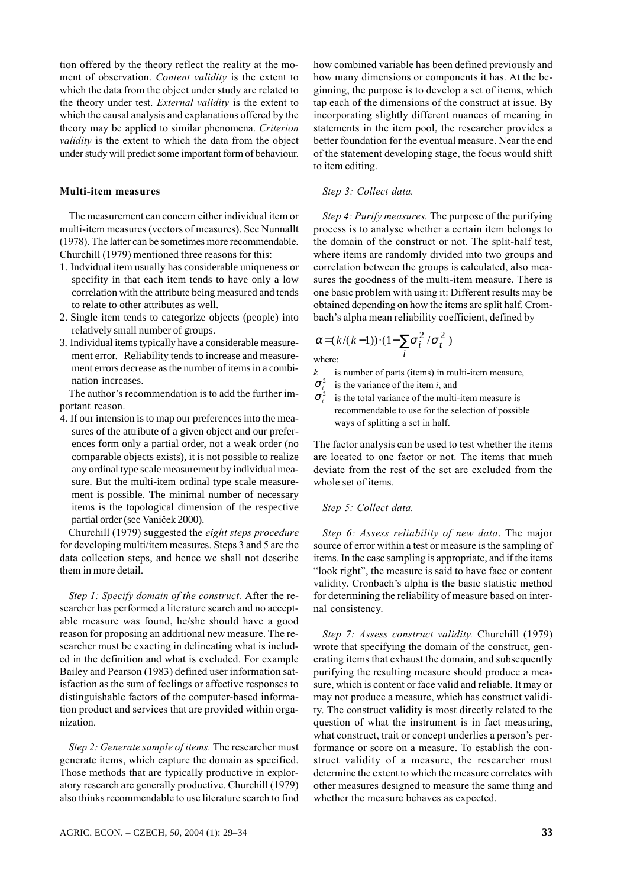tion offered by the theory reflect the reality at the moment of observation. *Content validity* is the extent to which the data from the object under study are related to the theory under test. *External validity* is the extent to which the causal analysis and explanations offered by the theory may be applied to similar phenomena. *Criterion validity* is the extent to which the data from the object under study will predict some important form of behaviour.

### Multi-item measures

The measurement can concern either individual item or multi-item measures (vectors of measures). See Nunnallt (1978). The latter can be sometimes more recommendable. Churchill (1979) mentioned three reasons for this:

1. Indvidual item usually has considerable uniqueness or specifity in that each item tends to have only a low correlation with the attribute being measured and tends to relate to other attributes as well.
2. Single item tends to categorize objects (people) into relatively small number of groups.
3. Individual items typically have a considerable measurement error. Reliability tends to increase and measurement errors decrease as the number of items in a combination increases.

The author's recommendation is to add the further important reason.

4. If our intension is to map our preferences into the measures of the attribute of a given object and our preferences form only a partial order, not a weak order (no comparable objects exists), it is not possible to realize any ordinal type scale measurement by individual measure. But the multi-item ordinal type scale measurement is possible. The minimal number of necessary items is the topological dimension of the respective partial order (see Vaníček 2000).

Churchill (1979) suggested the *eight steps procedure* for developing multi/item measures. Steps 3 and 5 are the data collection steps, and hence we shall not describe them in more detail.

*Step 1: Specify domain of the construct.* After the researcher has performed a literature search and no acceptable measure was found, he/she should have a good reason for proposing an additional new measure. The researcher must be exacting in delineating what is included in the definition and what is excluded. For example Bailey and Pearson (1983) defined user information satisfaction as the sum of feelings or affective responses to distinguishable factors of the computer-based information product and services that are provided within organization.

*Step 2: Generate sample of items.* The researcher must generate items, which capture the domain as specified. Those methods that are typically productive in exploratory research are generally productive. Churchill (1979) also thinks recommendable to use literature search to find how combined variable has been defined previously and how many dimensions or components it has. At the beginning, the purpose is to develop a set of items, which tap each of the dimensions of the construct at issue. By incorporating slightly different nuances of meaning in statements in the item pool, the researcher provides a better foundation for the eventual measure. Near the end of the statement developing stage, the focus would shift to item editing.

*Step 3: Collect data.*

*Step 4: Purify measures.* The purpose of the purifying process is to analyse whether a certain item belongs to the domain of the construct or not. The split-half test, where items are randomly divided into two groups and correlation between the groups is calculated, also measures the goodness of the multi-item measure. There is one basic problem with using it: Different results may be obtained depending on how the items are split half. Cronbach's alpha mean reliability coefficient, defined by

$$\alpha = (k/(k-1)) \cdot (1 - \sum_i \sigma_i^2 / \sigma_t^2)$$

where:

$k$ is number of parts (items) in multi-item measure,

$\sigma_i^2$ is the variance of the item $i$, and

$\sigma_t^2$ is the total variance of the multi-item measure is recommendable to use for the selection of possible ways of splitting a set in half.

The factor analysis can be used to test whether the items are located to one factor or not. The items that much deviate from the rest of the set are excluded from the whole set of items.

*Step 5: Collect data.*

*Step 6: Assess reliability of new data*. The major source of error within a test or measure is the sampling of items. In the case sampling is appropriate, and if the items "look right", the measure is said to have face or content validity. Cronbach's alpha is the basic statistic method for determining the reliability of measure based on internal consistency.

*Step 7: Assess construct validity.* Churchill (1979) wrote that specifying the domain of the construct, generating items that exhaust the domain, and subsequently purifying the resulting measure should produce a measure, which is content or face valid and reliable. It may or may not produce a measure, which has construct validity. The construct validity is most directly related to the question of what the instrument is in fact measuring, what construct, trait or concept underlies a person's performance or score on a measure. To establish the construct validity of a measure, the researcher must determine the extent to which the measure correlates with other measures designed to measure the same thing and whether the measure behaves as expected.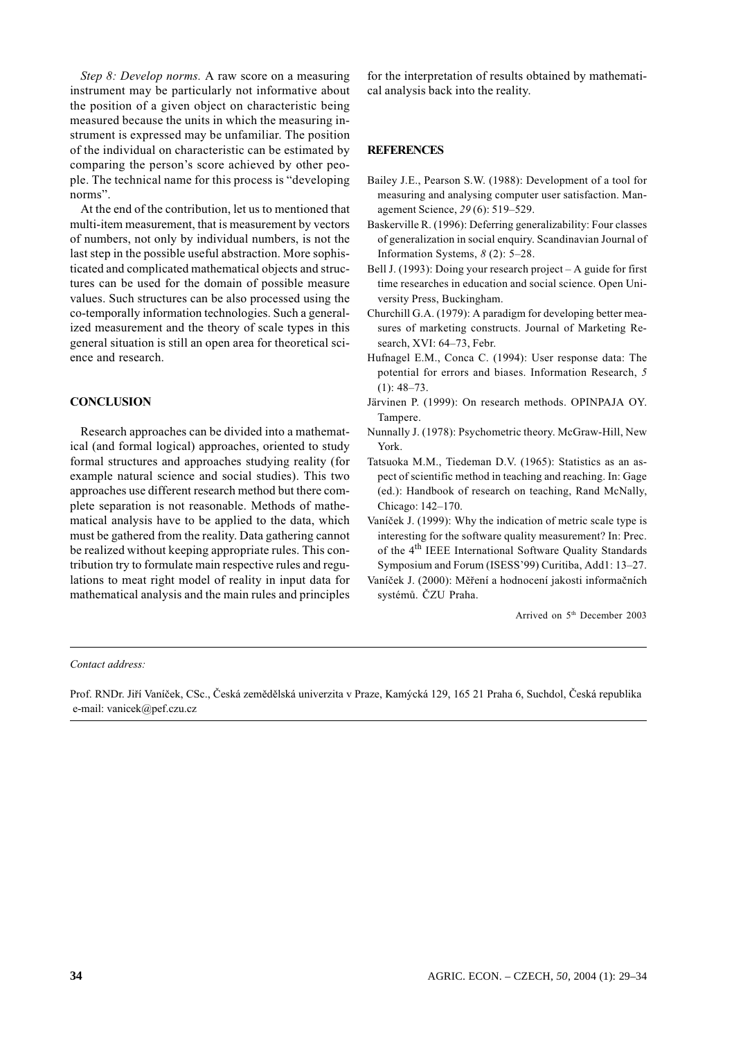*Step 8: Develop norms.* A raw score on a measuring instrument may be particularly not informative about the position of a given object on characteristic being measured because the units in which the measuring instrument is expressed may be unfamiliar. The position of the individual on characteristic can be estimated by comparing the person's score achieved by other people. The technical name for this process is "developing norms".

At the end of the contribution, let us to mentioned that multi-item measurement, that is measurement by vectors of numbers, not only by individual numbers, is not the last step in the possible useful abstraction. More sophisticated and complicated mathematical objects and structures can be used for the domain of possible measure values. Such structures can be also processed using the co-temporally information technologies. Such a generalized measurement and the theory of scale types in this general situation is still an open area for theoretical science and research.

## CONCLUSION

Research approaches can be divided into a mathematical (and formal logical) approaches, oriented to study formal structures and approaches studying reality (for example natural science and social studies). This two approaches use different research method but there complete separation is not reasonable. Methods of mathematical analysis have to be applied to the data, which must be gathered from the reality. Data gathering cannot be realized without keeping appropriate rules. This contribution try to formulate main respective rules and regulations to meat right model of reality in input data for mathematical analysis and the main rules and principles for the interpretation of results obtained by mathematical analysis back into the reality.

## REFERENCES

Bailey J.E., Pearson S.W. (1988): Development of a tool for measuring and analysing computer user satisfaction. Management Science, *29* (6): 519–529.

Baskerville R. (1996): Deferring generalizability: Four classes of generalization in social enquiry. Scandinavian Journal of Information Systems, *8* (2): 5–28.

Bell J. (1993): Doing your research project – A guide for first time researches in education and social science. Open University Press, Buckingham.

Churchill G.A. (1979): A paradigm for developing better measures of marketing constructs. Journal of Marketing Research, XVI: 64–73, Febr.

Hufnagel E.M., Conca C. (1994): User response data: The potential for errors and biases. Information Research, *5* (1): 48–73.

Järvinen P. (1999): On research methods. OPINPAJA OY. Tampere.

Nunnally J. (1978): Psychometric theory. McGraw-Hill, New York.

Tatsuoka M.M., Tiedeman D.V. (1965): Statistics as an aspect of scientific method in teaching and reaching. In: Gage (ed.): Handbook of research on teaching, Rand McNally, Chicago: 142–170.

Vaníček J. (1999): Why the indication of metric scale type is interesting for the software quality measurement? In: Prec. of the 4th IEEE International Software Quality Standards Symposium and Forum (ISESS'99) Curitiba, Add1: 13–27.

Vaníček J. (2000): Měření a hodnocení jakosti informačních systémů. ČZU Praha.

Arrived on 5th December 2003

*Contact address:*

Prof. RNDr. Jiří Vaníček, CSc., Česká zemědělská univerzita v Praze, Kamýcká 129, 165 21 Praha 6, Suchdol, Česká republika
e-mail: vanicek@pef.czu.cz